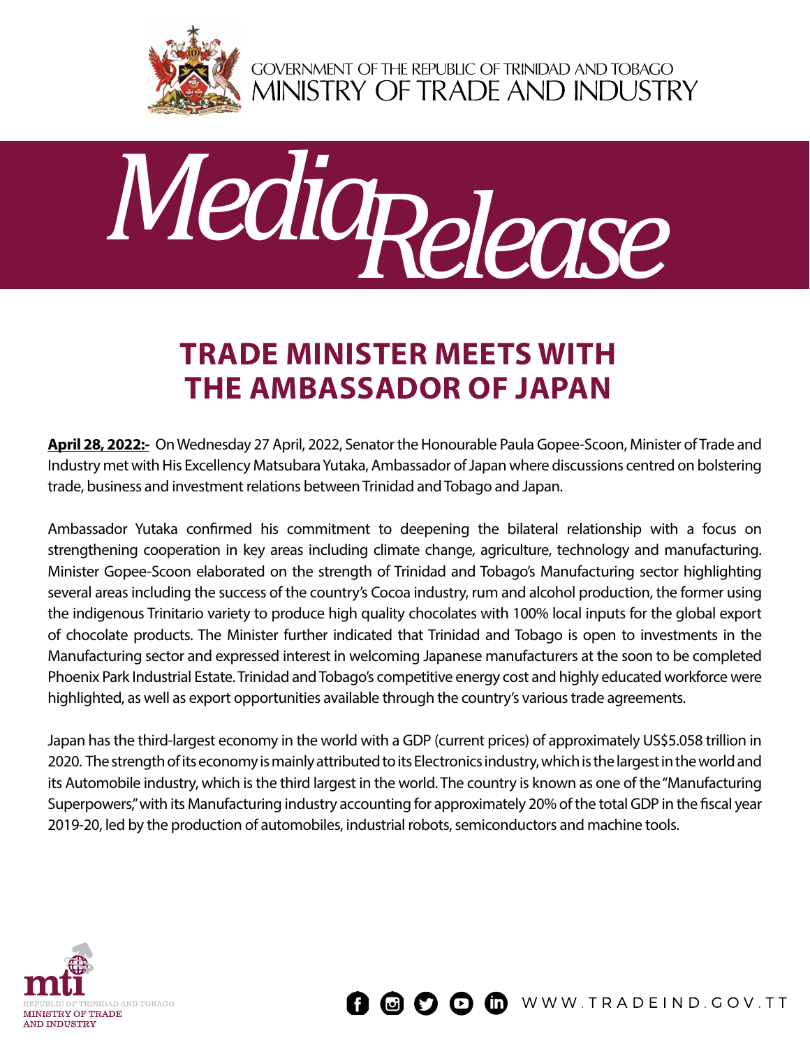GOVERNMENT OF THE REPUBLIC OF TRINIDAD AND TOBAGO
MINISTRY OF TRADE AND INDUSTRY

# *Media Release*

## TRADE MINISTER MEETS WITH THE AMBASSADOR OF JAPAN

**April 28, 2022:-** On Wednesday 27 April, 2022, Senator the Honourable Paula Gopee-Scoon, Minister of Trade and Industry met with His Excellency Matsubara Yutaka, Ambassador of Japan where discussions centred on bolstering trade, business and investment relations between Trinidad and Tobago and Japan.

Ambassador Yutaka confirmed his commitment to deepening the bilateral relationship with a focus on strengthening cooperation in key areas including climate change, agriculture, technology and manufacturing. Minister Gopee-Scoon elaborated on the strength of Trinidad and Tobago's Manufacturing sector highlighting several areas including the success of the country's Cocoa industry, rum and alcohol production, the former using the indigenous Trinitario variety to produce high quality chocolates with 100% local inputs for the global export of chocolate products. The Minister further indicated that Trinidad and Tobago is open to investments in the Manufacturing sector and expressed interest in welcoming Japanese manufacturers at the soon to be completed Phoenix Park Industrial Estate. Trinidad and Tobago's competitive energy cost and highly educated workforce were highlighted, as well as export opportunities available through the country's various trade agreements.

Japan has the third-largest economy in the world with a GDP (current prices) of approximately US$5.058 trillion in 2020. The strength of its economy is mainly attributed to its Electronics industry, which is the largest in the world and its Automobile industry, which is the third largest in the world. The country is known as one of the "Manufacturing Superpowers," with its Manufacturing industry accounting for approximately 20% of the total GDP in the fiscal year 2019-20, led by the production of automobiles, industrial robots, semiconductors and machine tools.

mti REPUBLIC OF TRINIDAD AND TOBAGO MINISTRY OF TRADE AND INDUSTRY

WWW.TRADEIND.GOV.TT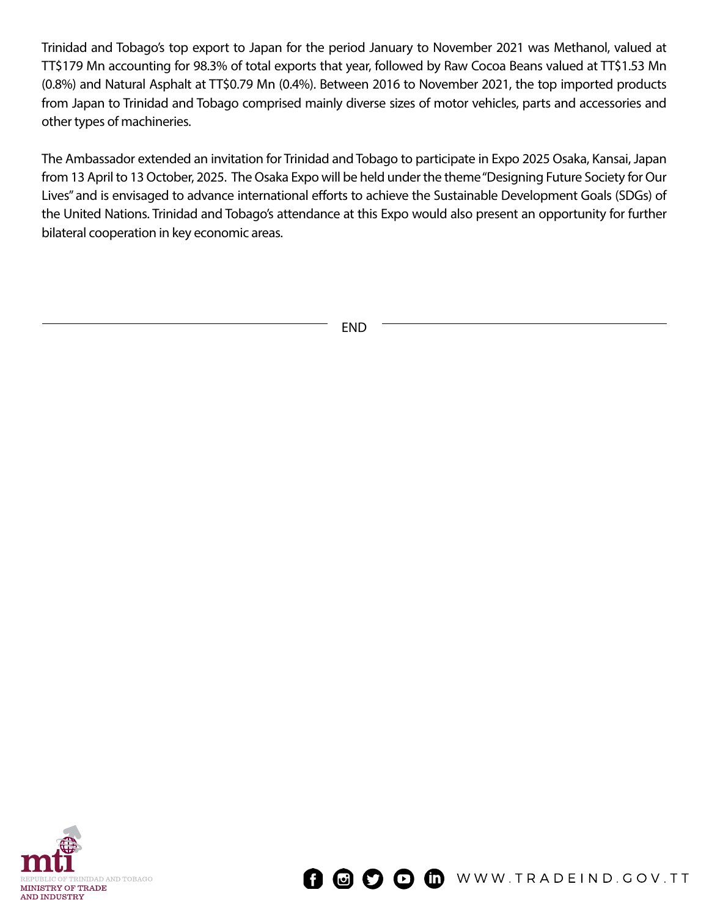Trinidad and Tobago's top export to Japan for the period January to November 2021 was Methanol, valued at TT$179 Mn accounting for 98.3% of total exports that year, followed by Raw Cocoa Beans valued at TT$1.53 Mn (0.8%) and Natural Asphalt at TT$0.79 Mn (0.4%). Between 2016 to November 2021, the top imported products from Japan to Trinidad and Tobago comprised mainly diverse sizes of motor vehicles, parts and accessories and other types of machineries.

The Ambassador extended an invitation for Trinidad and Tobago to participate in Expo 2025 Osaka, Kansai, Japan from 13 April to 13 October, 2025. The Osaka Expo will be held under the theme "Designing Future Society for Our Lives" and is envisaged to advance international efforts to achieve the Sustainable Development Goals (SDGs) of the United Nations. Trinidad and Tobago's attendance at this Expo would also present an opportunity for further bilateral cooperation in key economic areas.

END